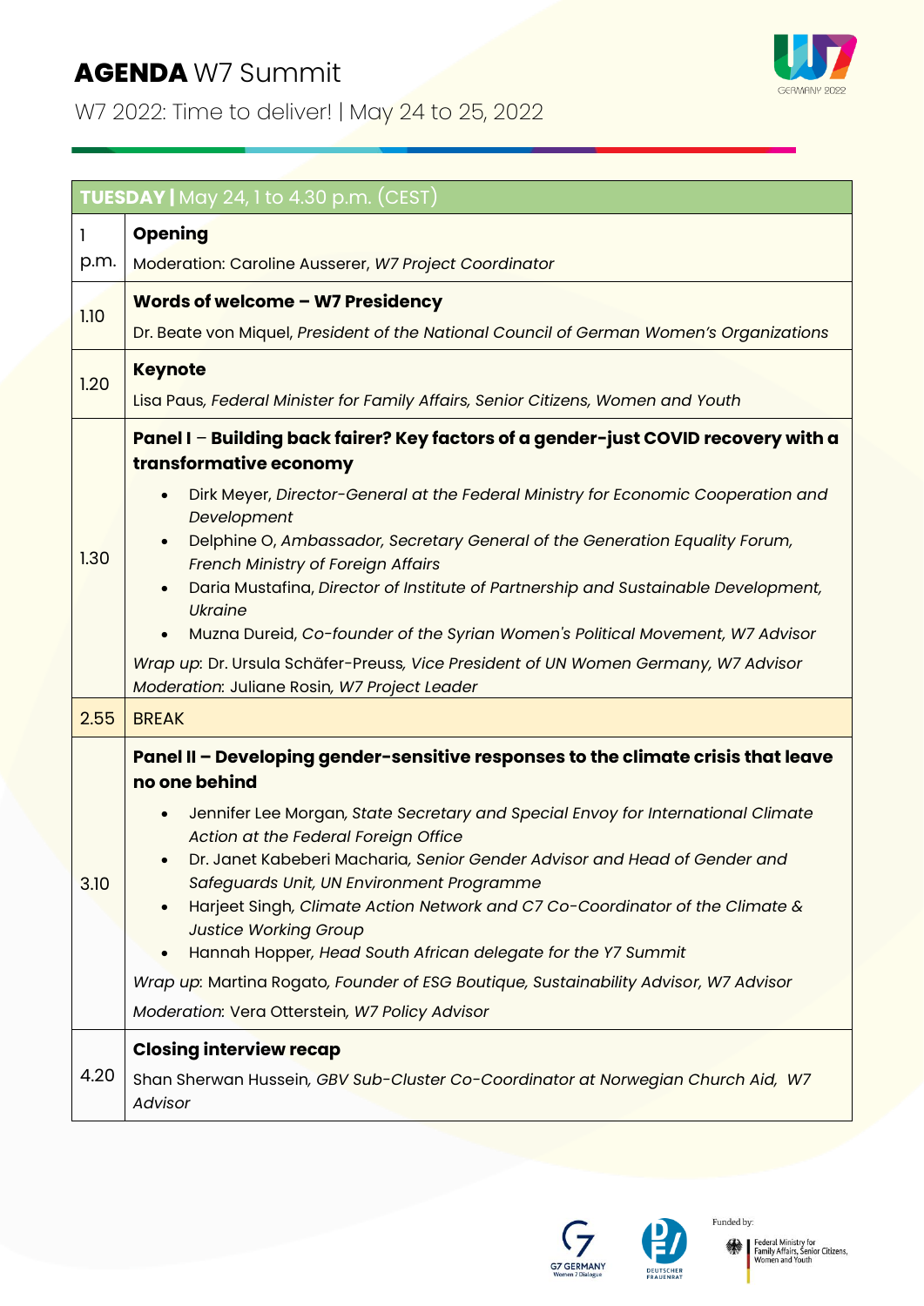# **AGENDA** W7 Summit

W7 2022: Time to deliver! | May 24 to 25, 2022

| **TUESDAY** \| May 24, 1 to 4.30 p.m. (CEST) | |
|---|---|
| 1 p.m. | **Opening**<br>Moderation: Caroline Ausserer, *W7 Project Coordinator* |
| 1.10 | **Words of welcome – W7 Presidency**<br>Dr. Beate von Miquel, *President of the National Council of German Women's Organizations* |
| 1.20 | **Keynote**<br>Lisa Paus, *Federal Minister for Family Affairs, Senior Citizens, Women and Youth* |
| 1.30 | **Panel I** – **Building back fairer? Key factors of a gender-just COVID recovery with a transformative economy**<br>• Dirk Meyer, *Director-General at the Federal Ministry for Economic Cooperation and Development*<br>• Delphine O, *Ambassador, Secretary General of the Generation Equality Forum, French Ministry of Foreign Affairs*<br>• Daria Mustafina, *Director of Institute of Partnership and Sustainable Development, Ukraine*<br>• Muzna Dureid, *Co-founder of the Syrian Women's Political Movement, W7 Advisor*<br>*Wrap up*: Dr. Ursula Schäfer-Preuss, *Vice President of UN Women Germany, W7 Advisor*<br>*Moderation*: Juliane Rosin, *W7 Project Leader* |
| 2.55 | BREAK |
| 3.10 | **Panel II – Developing gender-sensitive responses to the climate crisis that leave no one behind**<br>• Jennifer Lee Morgan, *State Secretary and Special Envoy for International Climate Action at the Federal Foreign Office*<br>• Dr. Janet Kabeberi Macharia, *Senior Gender Advisor and Head of Gender and Safeguards Unit, UN Environment Programme*<br>• Harjeet Singh, *Climate Action Network and C7 Co-Coordinator of the Climate & Justice Working Group*<br>• Hannah Hopper, *Head South African delegate for the Y7 Summit*<br>*Wrap up*: Martina Rogato, *Founder of ESG Boutique, Sustainability Advisor, W7 Advisor*<br>*Moderation*: Vera Otterstein, *W7 Policy Advisor* |
| 4.20 | **Closing interview recap**<br>Shan Sherwan Hussein, *GBV Sub-Cluster Co-Coordinator at Norwegian Church Aid, W7 Advisor* |

Funded by: Federal Ministry for Family Affairs, Senior Citizens, Women and Youth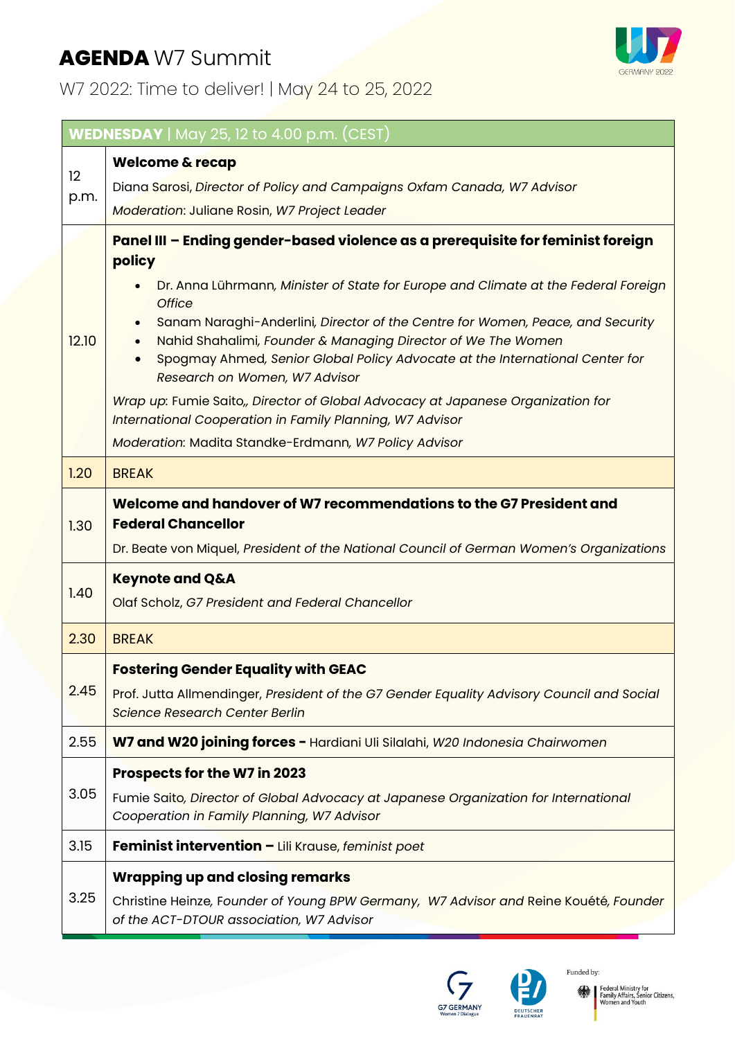# **AGENDA** W7 Summit

W7 2022: Time to deliver! | May 24 to 25, 2022

| **WEDNESDAY** \| May 25, 12 to 4.00 p.m. (CEST) | |
|---|---|
| 12 p.m. | **Welcome & recap**<br>Diana Sarosi, *Director of Policy and Campaigns Oxfam Canada, W7 Advisor*<br>*Moderation*: Juliane Rosin, *W7 Project Leader* |
| 12.10 | **Panel III – Ending gender-based violence as a prerequisite for feminist foreign policy**<br>• Dr. Anna Lührmann, *Minister of State for Europe and Climate at the Federal Foreign Office*<br>• Sanam Naraghi-Anderlini, *Director of the Centre for Women, Peace, and Security*<br>• Nahid Shahalimi, *Founder & Managing Director of We The Women*<br>• Spogmay Ahmed, *Senior Global Policy Advocate at the International Center for Research on Women, W7 Advisor*<br>*Wrap up*: Fumie Saito,, *Director of Global Advocacy at Japanese Organization for International Cooperation in Family Planning, W7 Advisor*<br>*Moderation*: Madita Standke-Erdmann, *W7 Policy Advisor* |
| 1.20 | BREAK |
| 1.30 | **Welcome and handover of W7 recommendations to the G7 President and Federal Chancellor**<br>Dr. Beate von Miquel, *President of the National Council of German Women's Organizations* |
| 1.40 | **Keynote and Q&A**<br>Olaf Scholz, *G7 President and Federal Chancellor* |
| 2.30 | BREAK |
| 2.45 | **Fostering Gender Equality with GEAC**<br>Prof. Jutta Allmendinger, *President of the G7 Gender Equality Advisory Council and Social Science Research Center Berlin* |
| 2.55 | **W7 and W20 joining forces –** Hardiani Uli Silalahi, *W20 Indonesia Chairwomen* |
| 3.05 | **Prospects for the W7 in 2023**<br>Fumie Saito, *Director of Global Advocacy at Japanese Organization for International Cooperation in Family Planning, W7 Advisor* |
| 3.15 | **Feminist intervention –** Lili Krause, *feminist poet* |
| 3.25 | **Wrapping up and closing remarks**<br>Christine Heinze, *Founder of Young BPW Germany, W7 Advisor and* Reine Kouété, *Founder of the ACT-DTOUR association, W7 Advisor* |

Funded by: Federal Ministry for Family Affairs, Senior Citizens, Women and Youth